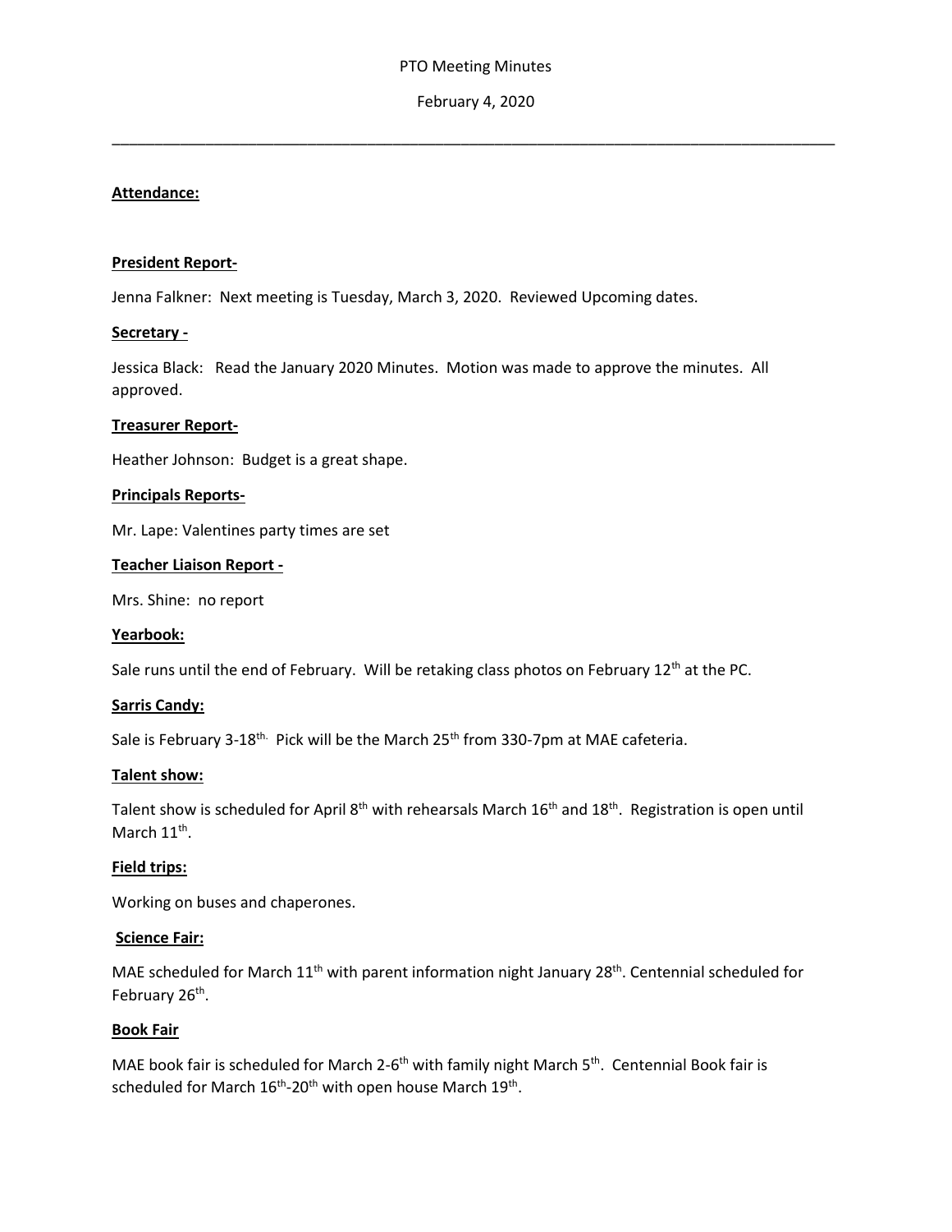# PTO Meeting Minutes

February 4, 2020

---

**Attendance:**

**President Report-**

Jenna Falkner: Next meeting is Tuesday, March 3, 2020. Reviewed Upcoming dates.

**Secretary -**

Jessica Black: Read the January 2020 Minutes. Motion was made to approve the minutes. All approved.

**Treasurer Report-**

Heather Johnson: Budget is a great shape.

**Principals Reports-**

Mr. Lape: Valentines party times are set

**Teacher Liaison Report -**

Mrs. Shine: no report

**Yearbook:**

Sale runs until the end of February. Will be retaking class photos on February 12th at the PC.

**Sarris Candy:**

Sale is February 3-18th. Pick will be the March 25th from 330-7pm at MAE cafeteria.

**Talent show:**

Talent show is scheduled for April 8th with rehearsals March 16th and 18th. Registration is open until March 11th.

**Field trips:**

Working on buses and chaperones.

**Science Fair:**

MAE scheduled for March 11th with parent information night January 28th. Centennial scheduled for February 26th.

**Book Fair**

MAE book fair is scheduled for March 2-6th with family night March 5th. Centennial Book fair is scheduled for March 16th-20th with open house March 19th.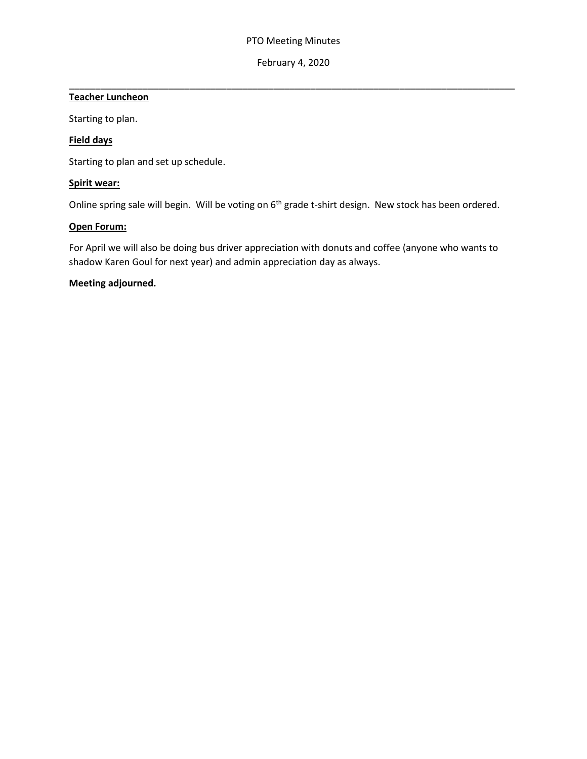PTO Meeting Minutes

February 4, 2020

---

**Teacher Luncheon**

Starting to plan.

**Field days**

Starting to plan and set up schedule.

**Spirit wear:**

Online spring sale will begin. Will be voting on $6^{th}$ grade t-shirt design. New stock has been ordered.

**Open Forum:**

For April we will also be doing bus driver appreciation with donuts and coffee (anyone who wants to shadow Karen Goul for next year) and admin appreciation day as always.

**Meeting adjourned.**